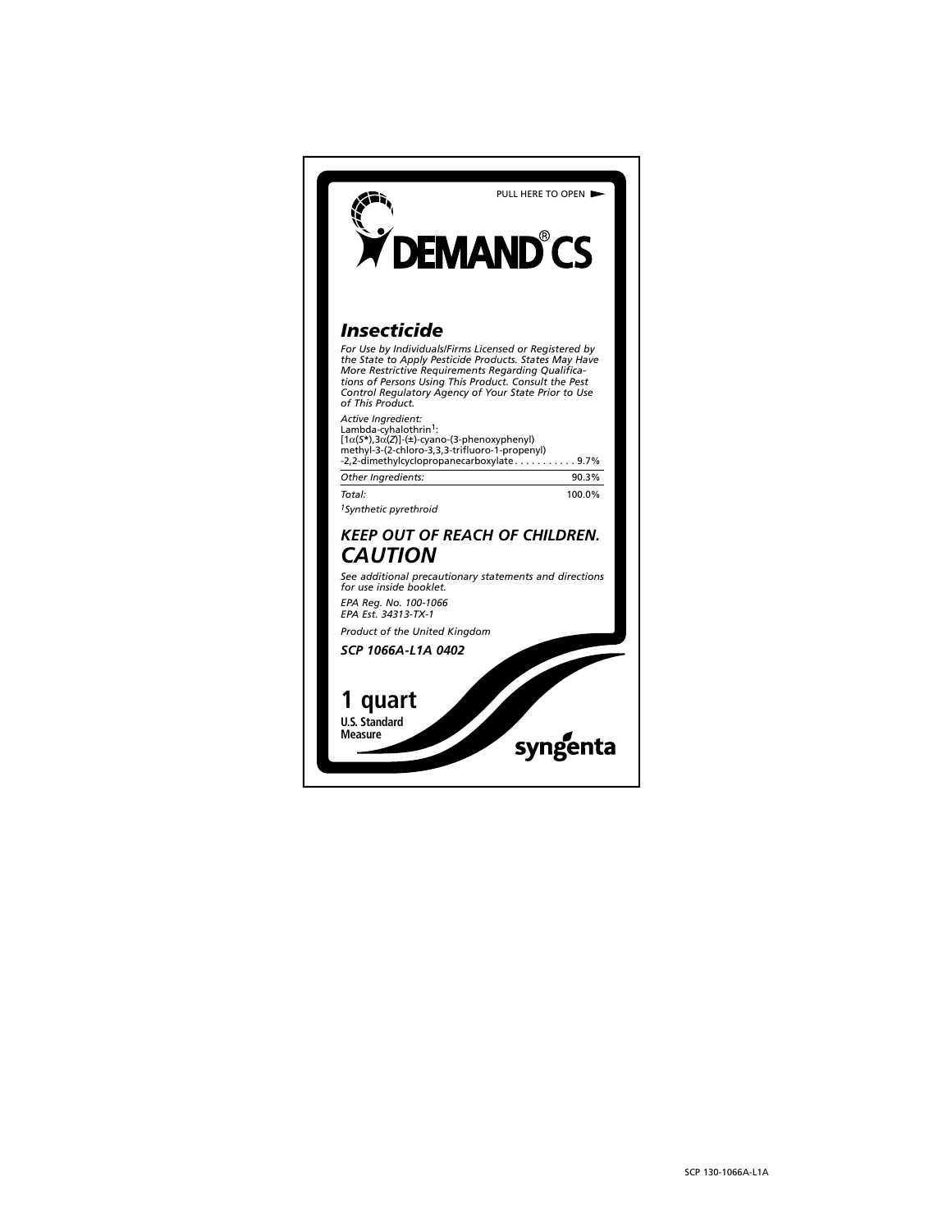PULL HERE TO OPEN ►

# DEMAND® CS

## *Insecticide*

*For Use by Individuals/Firms Licensed or Registered by the State to Apply Pesticide Products. States May Have More Restrictive Requirements Regarding Qualifications of Persons Using This Product. Consult the Pest Control Regulatory Agency of Your State Prior to Use of This Product.*

*Active Ingredient:*
Lambda-cyhalothrin[1]:
[1α(*S**),3α(*Z*)]-(±)-cyano-(3-phenoxyphenyl) methyl-3-(2-chloro-3,3,3-trifluoro-1-propenyl) -2,2-dimethylcyclopropanecarboxylate . . . . . . . . . . . 9.7%

| *Other Ingredients:* | 90.3% |
|---|---|
| *Total:* | 100.0% |

[1]*Synthetic pyrethroid*

### *KEEP OUT OF REACH OF CHILDREN.*
## *CAUTION*

*See additional precautionary statements and directions for use inside booklet.*

*EPA Reg. No. 100-1066*
*EPA Est. 34313-TX-1*

*Product of the United Kingdom*

***SCP 1066A-L1A 0402***

## 1 quart
**U.S. Standard Measure**

syngenta

SCP 130-1066A-L1A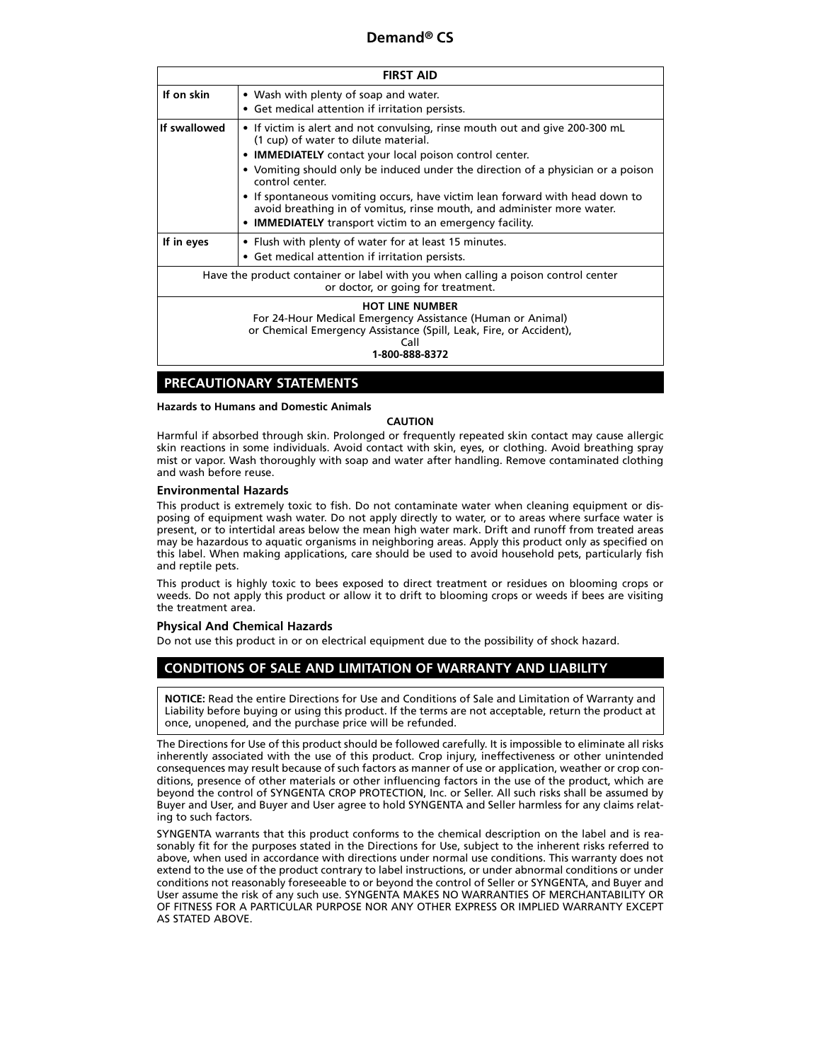| FIRST AID | |
|---|---|
| **If on skin** | • Wash with plenty of soap and water.<br>• Get medical attention if irritation persists. |
| **If swallowed** | • If victim is alert and not convulsing, rinse mouth out and give 200-300 mL (1 cup) of water to dilute material.<br>• **IMMEDIATELY** contact your local poison control center.<br>• Vomiting should only be induced under the direction of a physician or a poison control center.<br>• If spontaneous vomiting occurs, have victim lean forward with head down to avoid breathing in of vomitus, rinse mouth, and administer more water.<br>• **IMMEDIATELY** transport victim to an emergency facility. |
| **If in eyes** | • Flush with plenty of water for at least 15 minutes.<br>• Get medical attention if irritation persists. |
| Have the product container or label with you when calling a poison control center or doctor, or going for treatment. | |
| **HOT LINE NUMBER**<br>For 24-Hour Medical Emergency Assistance (Human or Animal) or Chemical Emergency Assistance (Spill, Leak, Fire, or Accident), Call<br>**1-800-888-8372** | |

## PRECAUTIONARY STATEMENTS

**Hazards to Humans and Domestic Animals**

**CAUTION**

Harmful if absorbed through skin. Prolonged or frequently repeated skin contact may cause allergic skin reactions in some individuals. Avoid contact with skin, eyes, or clothing. Avoid breathing spray mist or vapor. Wash thoroughly with soap and water after handling. Remove contaminated clothing and wash before reuse.

### Environmental Hazards

This product is extremely toxic to fish. Do not contaminate water when cleaning equipment or disposing of equipment wash water. Do not apply directly to water, or to areas where surface water is present, or to intertidal areas below the mean high water mark. Drift and runoff from treated areas may be hazardous to aquatic organisms in neighboring areas. Apply this product only as specified on this label. When making applications, care should be used to avoid household pets, particularly fish and reptile pets.

This product is highly toxic to bees exposed to direct treatment or residues on blooming crops or weeds. Do not apply this product or allow it to drift to blooming crops or weeds if bees are visiting the treatment area.

### Physical And Chemical Hazards

Do not use this product in or on electrical equipment due to the possibility of shock hazard.

## CONDITIONS OF SALE AND LIMITATION OF WARRANTY AND LIABILITY

**NOTICE:** Read the entire Directions for Use and Conditions of Sale and Limitation of Warranty and Liability before buying or using this product. If the terms are not acceptable, return the product at once, unopened, and the purchase price will be refunded.

The Directions for Use of this product should be followed carefully. It is impossible to eliminate all risks inherently associated with the use of this product. Crop injury, ineffectiveness or other unintended consequences may result because of such factors as manner of use or application, weather or crop conditions, presence of other materials or other influencing factors in the use of the product, which are beyond the control of SYNGENTA CROP PROTECTION, Inc. or Seller. All such risks shall be assumed by Buyer and User, and Buyer and User agree to hold SYNGENTA and Seller harmless for any claims relating to such factors.

SYNGENTA warrants that this product conforms to the chemical description on the label and is reasonably fit for the purposes stated in the Directions for Use, subject to the inherent risks referred to above, when used in accordance with directions under normal use conditions. This warranty does not extend to the use of the product contrary to label instructions, or under abnormal conditions or under conditions not reasonably foreseeable to or beyond the control of Seller or SYNGENTA, and Buyer and User assume the risk of any such use. SYNGENTA MAKES NO WARRANTIES OF MERCHANTABILITY OR OF FITNESS FOR A PARTICULAR PURPOSE NOR ANY OTHER EXPRESS OR IMPLIED WARRANTY EXCEPT AS STATED ABOVE.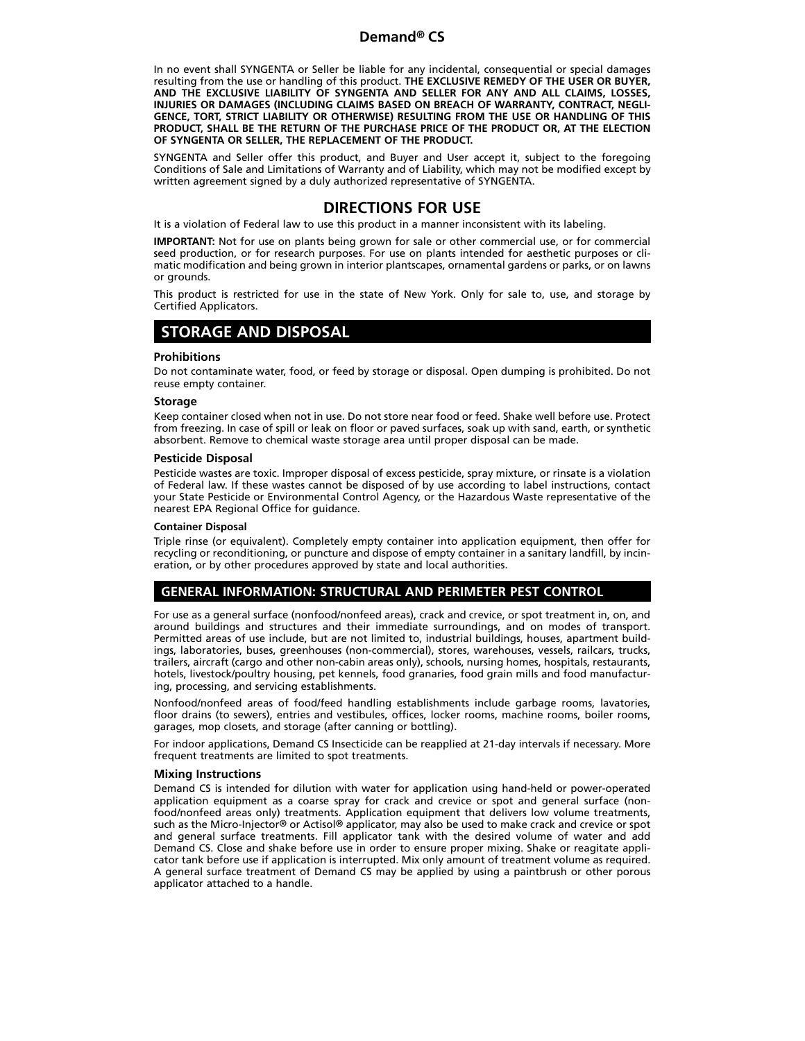In no event shall SYNGENTA or Seller be liable for any incidental, consequential or special damages resulting from the use or handling of this product. **THE EXCLUSIVE REMEDY OF THE USER OR BUYER, AND THE EXCLUSIVE LIABILITY OF SYNGENTA AND SELLER FOR ANY AND ALL CLAIMS, LOSSES, INJURIES OR DAMAGES (INCLUDING CLAIMS BASED ON BREACH OF WARRANTY, CONTRACT, NEGLIGENCE, TORT, STRICT LIABILITY OR OTHERWISE) RESULTING FROM THE USE OR HANDLING OF THIS PRODUCT, SHALL BE THE RETURN OF THE PURCHASE PRICE OF THE PRODUCT OR, AT THE ELECTION OF SYNGENTA OR SELLER, THE REPLACEMENT OF THE PRODUCT.**

SYNGENTA and Seller offer this product, and Buyer and User accept it, subject to the foregoing Conditions of Sale and Limitations of Warranty and of Liability, which may not be modified except by written agreement signed by a duly authorized representative of SYNGENTA.

# DIRECTIONS FOR USE

It is a violation of Federal law to use this product in a manner inconsistent with its labeling.

**IMPORTANT:** Not for use on plants being grown for sale or other commercial use, or for commercial seed production, or for research purposes. For use on plants intended for aesthetic purposes or climatic modification and being grown in interior plantscapes, ornamental gardens or parks, or on lawns or grounds.

This product is restricted for use in the state of New York. Only for sale to, use, and storage by Certified Applicators.

## STORAGE AND DISPOSAL

### Prohibitions

Do not contaminate water, food, or feed by storage or disposal. Open dumping is prohibited. Do not reuse empty container.

### Storage

Keep container closed when not in use. Do not store near food or feed. Shake well before use. Protect from freezing. In case of spill or leak on floor or paved surfaces, soak up with sand, earth, or synthetic absorbent. Remove to chemical waste storage area until proper disposal can be made.

### Pesticide Disposal

Pesticide wastes are toxic. Improper disposal of excess pesticide, spray mixture, or rinsate is a violation of Federal law. If these wastes cannot be disposed of by use according to label instructions, contact your State Pesticide or Environmental Control Agency, or the Hazardous Waste representative of the nearest EPA Regional Office for guidance.

#### Container Disposal

Triple rinse (or equivalent). Completely empty container into application equipment, then offer for recycling or reconditioning, or puncture and dispose of empty container in a sanitary landfill, by incineration, or by other procedures approved by state and local authorities.

## GENERAL INFORMATION: STRUCTURAL AND PERIMETER PEST CONTROL

For use as a general surface (nonfood/nonfeed areas), crack and crevice, or spot treatment in, on, and around buildings and structures and their immediate surroundings, and on modes of transport. Permitted areas of use include, but are not limited to, industrial buildings, houses, apartment buildings, laboratories, buses, greenhouses (non-commercial), stores, warehouses, vessels, railcars, trucks, trailers, aircraft (cargo and other non-cabin areas only), schools, nursing homes, hospitals, restaurants, hotels, livestock/poultry housing, pet kennels, food granaries, food grain mills and food manufacturing, processing, and servicing establishments.

Nonfood/nonfeed areas of food/feed handling establishments include garbage rooms, lavatories, floor drains (to sewers), entries and vestibules, offices, locker rooms, machine rooms, boiler rooms, garages, mop closets, and storage (after canning or bottling).

For indoor applications, Demand CS Insecticide can be reapplied at 21-day intervals if necessary. More frequent treatments are limited to spot treatments.

### Mixing Instructions

Demand CS is intended for dilution with water for application using hand-held or power-operated application equipment as a coarse spray for crack and crevice or spot and general surface (nonfood/nonfeed areas only) treatments. Application equipment that delivers low volume treatments, such as the Micro-Injector® or Actisol® applicator, may also be used to make crack and crevice or spot and general surface treatments. Fill applicator tank with the desired volume of water and add Demand CS. Close and shake before use in order to ensure proper mixing. Shake or reagitate applicator tank before use if application is interrupted. Mix only amount of treatment volume as required. A general surface treatment of Demand CS may be applied by using a paintbrush or other porous applicator attached to a handle.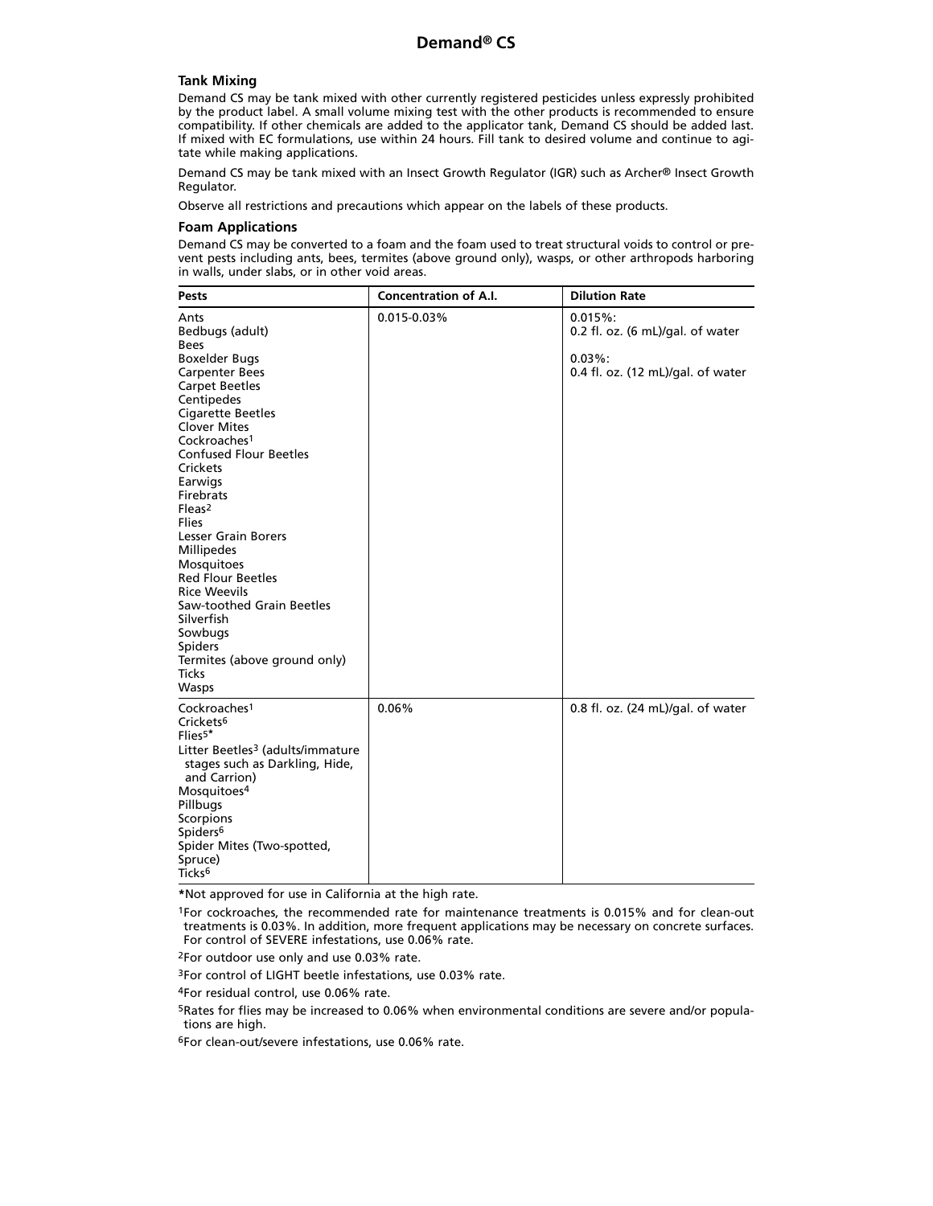# Demand® CS

### Tank Mixing

Demand CS may be tank mixed with other currently registered pesticides unless expressly prohibited by the product label. A small volume mixing test with the other products is recommended to ensure compatibility. If other chemicals are added to the applicator tank, Demand CS should be added last. If mixed with EC formulations, use within 24 hours. Fill tank to desired volume and continue to agitate while making applications.

Demand CS may be tank mixed with an Insect Growth Regulator (IGR) such as Archer® Insect Growth Regulator.

Observe all restrictions and precautions which appear on the labels of these products.

### Foam Applications

Demand CS may be converted to a foam and the foam used to treat structural voids to control or prevent pests including ants, bees, termites (above ground only), wasps, or other arthropods harboring in walls, under slabs, or in other void areas.

| Pests | Concentration of A.I. | Dilution Rate |
|---|---|---|
| Ants<br>Bedbugs (adult)<br>Bees<br>Boxelder Bugs<br>Carpenter Bees<br>Carpet Beetles<br>Centipedes<br>Cigarette Beetles<br>Clover Mites<br>Cockroaches[1]<br>Confused Flour Beetles<br>Crickets<br>Earwigs<br>Firebrats<br>Fleas[2]<br>Flies<br>Lesser Grain Borers<br>Millipedes<br>Mosquitoes<br>Red Flour Beetles<br>Rice Weevils<br>Saw-toothed Grain Beetles<br>Silverfish<br>Sowbugs<br>Spiders<br>Termites (above ground only)<br>Ticks<br>Wasps | 0.015-0.03% | 0.015%:<br>0.2 fl. oz. (6 mL)/gal. of water<br><br>0.03%:<br>0.4 fl. oz. (12 mL)/gal. of water |
| Cockroaches[1]<br>Crickets[6]<br>Flies[5]*<br>Litter Beetles[3] (adults/immature stages such as Darkling, Hide, and Carrion)<br>Mosquitoes[4]<br>Pillbugs<br>Scorpions<br>Spiders[6]<br>Spider Mites (Two-spotted, Spruce)<br>Ticks[6] | 0.06% | 0.8 fl. oz. (24 mL)/gal. of water |

*Not approved for use in California at the high rate.

[1]For cockroaches, the recommended rate for maintenance treatments is 0.015% and for clean-out treatments is 0.03%. In addition, more frequent applications may be necessary on concrete surfaces. For control of SEVERE infestations, use 0.06% rate.

[2]For outdoor use only and use 0.03% rate.

[3]For control of LIGHT beetle infestations, use 0.03% rate.

[4]For residual control, use 0.06% rate.

[5]Rates for flies may be increased to 0.06% when environmental conditions are severe and/or populations are high.

[6]For clean-out/severe infestations, use 0.06% rate.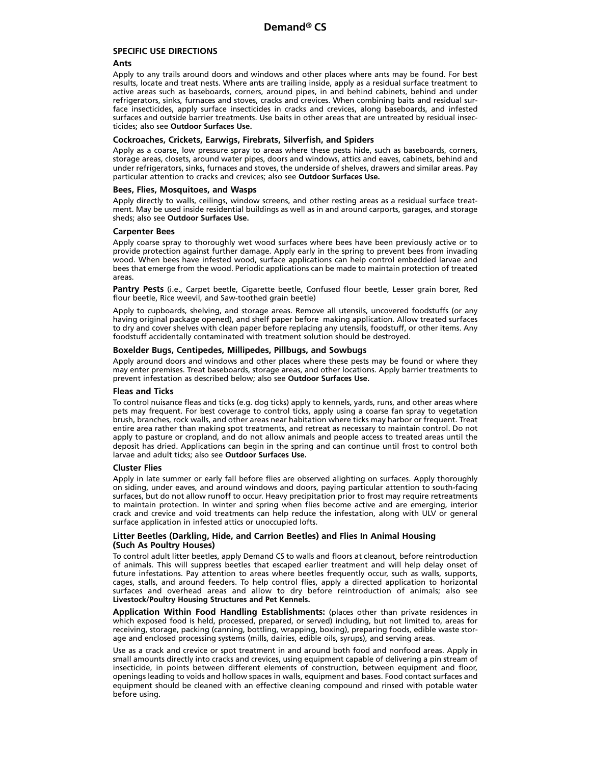# Demand® CS

## SPECIFIC USE DIRECTIONS

### Ants

Apply to any trails around doors and windows and other places where ants may be found. For best results, locate and treat nests. Where ants are trailing inside, apply as a residual surface treatment to active areas such as baseboards, corners, around pipes, in and behind cabinets, behind and under refrigerators, sinks, furnaces and stoves, cracks and crevices. When combining baits and residual surface insecticides, apply surface insecticides in cracks and crevices, along baseboards, and infested surfaces and outside barrier treatments. Use baits in other areas that are untreated by residual insecticides; also see **Outdoor Surfaces Use.**

### Cockroaches, Crickets, Earwigs, Firebrats, Silverfish, and Spiders

Apply as a coarse, low pressure spray to areas where these pests hide, such as baseboards, corners, storage areas, closets, around water pipes, doors and windows, attics and eaves, cabinets, behind and under refrigerators, sinks, furnaces and stoves, the underside of shelves, drawers and similar areas. Pay particular attention to cracks and crevices; also see **Outdoor Surfaces Use.**

### Bees, Flies, Mosquitoes, and Wasps

Apply directly to walls, ceilings, window screens, and other resting areas as a residual surface treatment. May be used inside residential buildings as well as in and around carports, garages, and storage sheds; also see **Outdoor Surfaces Use.**

### Carpenter Bees

Apply coarse spray to thoroughly wet wood surfaces where bees have been previously active or to provide protection against further damage. Apply early in the spring to prevent bees from invading wood. When bees have infested wood, surface applications can help control embedded larvae and bees that emerge from the wood. Periodic applications can be made to maintain protection of treated areas.

**Pantry Pests** (i.e., Carpet beetle, Cigarette beetle, Confused flour beetle, Lesser grain borer, Red flour beetle, Rice weevil, and Saw-toothed grain beetle)

Apply to cupboards, shelving, and storage areas. Remove all utensils, uncovered foodstuffs (or any having original package opened), and shelf paper before making application. Allow treated surfaces to dry and cover shelves with clean paper before replacing any utensils, foodstuff, or other items. Any foodstuff accidentally contaminated with treatment solution should be destroyed.

### Boxelder Bugs, Centipedes, Millipedes, Pillbugs, and Sowbugs

Apply around doors and windows and other places where these pests may be found or where they may enter premises. Treat baseboards, storage areas, and other locations. Apply barrier treatments to prevent infestation as described below; also see **Outdoor Surfaces Use.**

### Fleas and Ticks

To control nuisance fleas and ticks (e.g. dog ticks) apply to kennels, yards, runs, and other areas where pets may frequent. For best coverage to control ticks, apply using a coarse fan spray to vegetation brush, branches, rock walls, and other areas near habitation where ticks may harbor or frequent. Treat entire area rather than making spot treatments, and retreat as necessary to maintain control. Do not apply to pasture or cropland, and do not allow animals and people access to treated areas until the deposit has dried. Applications can begin in the spring and can continue until frost to control both larvae and adult ticks; also see **Outdoor Surfaces Use.**

### Cluster Flies

Apply in late summer or early fall before flies are observed alighting on surfaces. Apply thoroughly on siding, under eaves, and around windows and doors, paying particular attention to south-facing surfaces, but do not allow runoff to occur. Heavy precipitation prior to frost may require retreatments to maintain protection. In winter and spring when flies become active and are emerging, interior crack and crevice and void treatments can help reduce the infestation, along with ULV or general surface application in infested attics or unoccupied lofts.

### Litter Beetles (Darkling, Hide, and Carrion Beetles) and Flies In Animal Housing (Such As Poultry Houses)

To control adult litter beetles, apply Demand CS to walls and floors at cleanout, before reintroduction of animals. This will suppress beetles that escaped earlier treatment and will help delay onset of future infestations. Pay attention to areas where beetles frequently occur, such as walls, supports, cages, stalls, and around feeders. To help control flies, apply a directed application to horizontal surfaces and overhead areas and allow to dry before reintroduction of animals; also see **Livestock/Poultry Housing Structures and Pet Kennels.**

**Application Within Food Handling Establishments:** (places other than private residences in which exposed food is held, processed, prepared, or served) including, but not limited to, areas for receiving, storage, packing (canning, bottling, wrapping, boxing), preparing foods, edible waste storage and enclosed processing systems (mills, dairies, edible oils, syrups), and serving areas.

Use as a crack and crevice or spot treatment in and around both food and nonfood areas. Apply in small amounts directly into cracks and crevices, using equipment capable of delivering a pin stream of insecticide, in points between different elements of construction, between equipment and floor, openings leading to voids and hollow spaces in walls, equipment and bases. Food contact surfaces and equipment should be cleaned with an effective cleaning compound and rinsed with potable water before using.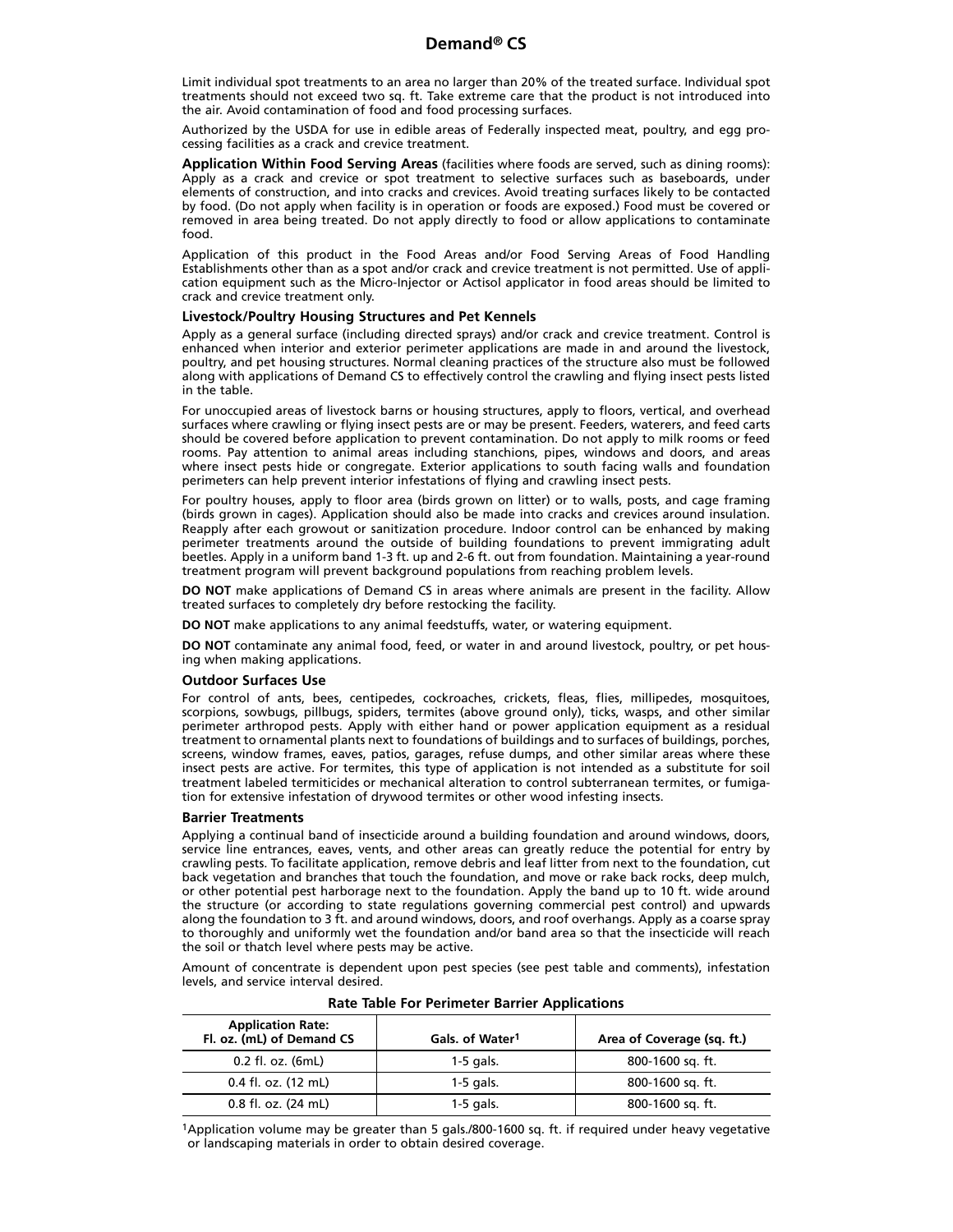Limit individual spot treatments to an area no larger than 20% of the treated surface. Individual spot treatments should not exceed two sq. ft. Take extreme care that the product is not introduced into the air. Avoid contamination of food and food processing surfaces.

Authorized by the USDA for use in edible areas of Federally inspected meat, poultry, and egg processing facilities as a crack and crevice treatment.

**Application Within Food Serving Areas** (facilities where foods are served, such as dining rooms): Apply as a crack and crevice or spot treatment to selective surfaces such as baseboards, under elements of construction, and into cracks and crevices. Avoid treating surfaces likely to be contacted by food. (Do not apply when facility is in operation or foods are exposed.) Food must be covered or removed in area being treated. Do not apply directly to food or allow applications to contaminate food.

Application of this product in the Food Areas and/or Food Serving Areas of Food Handling Establishments other than as a spot and/or crack and crevice treatment is not permitted. Use of application equipment such as the Micro-Injector or Actisol applicator in food areas should be limited to crack and crevice treatment only.

### Livestock/Poultry Housing Structures and Pet Kennels

Apply as a general surface (including directed sprays) and/or crack and crevice treatment. Control is enhanced when interior and exterior perimeter applications are made in and around the livestock, poultry, and pet housing structures. Normal cleaning practices of the structure also must be followed along with applications of Demand CS to effectively control the crawling and flying insect pests listed in the table.

For unoccupied areas of livestock barns or housing structures, apply to floors, vertical, and overhead surfaces where crawling or flying insect pests are or may be present. Feeders, waterers, and feed carts should be covered before application to prevent contamination. Do not apply to milk rooms or feed rooms. Pay attention to animal areas including stanchions, pipes, windows and doors, and areas where insect pests hide or congregate. Exterior applications to south facing walls and foundation perimeters can help prevent interior infestations of flying and crawling insect pests.

For poultry houses, apply to floor area (birds grown on litter) or to walls, posts, and cage framing (birds grown in cages). Application should also be made into cracks and crevices around insulation. Reapply after each growout or sanitization procedure. Indoor control can be enhanced by making perimeter treatments around the outside of building foundations to prevent immigrating adult beetles. Apply in a uniform band 1-3 ft. up and 2-6 ft. out from foundation. Maintaining a year-round treatment program will prevent background populations from reaching problem levels.

**DO NOT** make applications of Demand CS in areas where animals are present in the facility. Allow treated surfaces to completely dry before restocking the facility.

**DO NOT** make applications to any animal feedstuffs, water, or watering equipment.

**DO NOT** contaminate any animal food, feed, or water in and around livestock, poultry, or pet housing when making applications.

### Outdoor Surfaces Use

For control of ants, bees, centipedes, cockroaches, crickets, fleas, flies, millipedes, mosquitoes, scorpions, sowbugs, pillbugs, spiders, termites (above ground only), ticks, wasps, and other similar perimeter arthropod pests. Apply with either hand or power application equipment as a residual treatment to ornamental plants next to foundations of buildings and to surfaces of buildings, porches, screens, window frames, eaves, patios, garages, refuse dumps, and other similar areas where these insect pests are active. For termites, this type of application is not intended as a substitute for soil treatment labeled termiticides or mechanical alteration to control subterranean termites, or fumigation for extensive infestation of drywood termites or other wood infesting insects.

### Barrier Treatments

Applying a continual band of insecticide around a building foundation and around windows, doors, service line entrances, eaves, vents, and other areas can greatly reduce the potential for entry by crawling pests. To facilitate application, remove debris and leaf litter from next to the foundation, cut back vegetation and branches that touch the foundation, and move or rake back rocks, deep mulch, or other potential pest harborage next to the foundation. Apply the band up to 10 ft. wide around the structure (or according to state regulations governing commercial pest control) and upwards along the foundation to 3 ft. and around windows, doors, and roof overhangs. Apply as a coarse spray to thoroughly and uniformly wet the foundation and/or band area so that the insecticide will reach the soil or thatch level where pests may be active.

Amount of concentrate is dependent upon pest species (see pest table and comments), infestation levels, and service interval desired.

**Rate Table For Perimeter Barrier Applications**

| Application Rate: Fl. oz. (mL) of Demand CS | Gals. of Water[1] | Area of Coverage (sq. ft.) |
|---|---|---|
| 0.2 fl. oz. (6mL) | 1-5 gals. | 800-1600 sq. ft. |
| 0.4 fl. oz. (12 mL) | 1-5 gals. | 800-1600 sq. ft. |
| 0.8 fl. oz. (24 mL) | 1-5 gals. | 800-1600 sq. ft. |

[1]Application volume may be greater than 5 gals./800-1600 sq. ft. if required under heavy vegetative or landscaping materials in order to obtain desired coverage.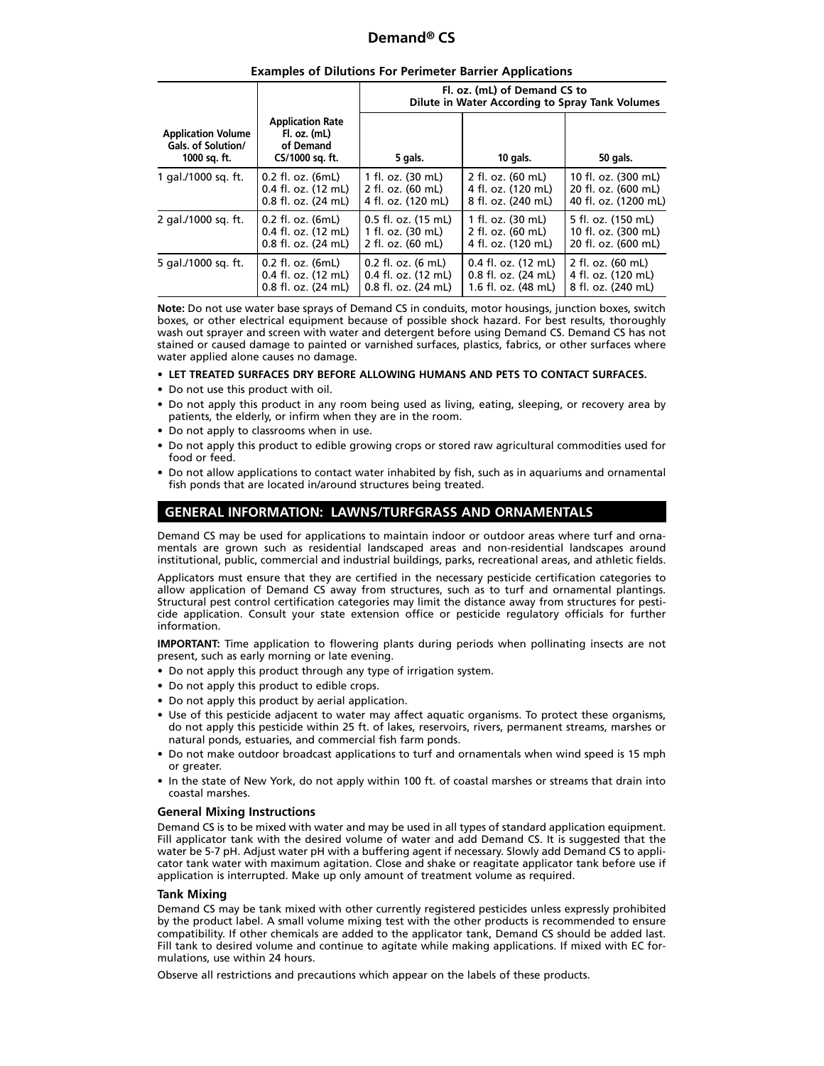# Demand® CS

**Examples of Dilutions For Perimeter Barrier Applications**

| Application Volume Gals. of Solution/ 1000 sq. ft. | Application Rate Fl. oz. (mL) of Demand CS/1000 sq. ft. | Fl. oz. (mL) of Demand CS to Dilute in Water According to Spray Tank Volumes | | |
|---|---|---|---|---|
| | | 5 gals. | 10 gals. | 50 gals. |
| 1 gal./1000 sq. ft. | 0.2 fl. oz. (6mL)<br>0.4 fl. oz. (12 mL)<br>0.8 fl. oz. (24 mL) | 1 fl. oz. (30 mL)<br>2 fl. oz. (60 mL)<br>4 fl. oz. (120 mL) | 2 fl. oz. (60 mL)<br>4 fl. oz. (120 mL)<br>8 fl. oz. (240 mL) | 10 fl. oz. (300 mL)<br>20 fl. oz. (600 mL)<br>40 fl. oz. (1200 mL) |
| 2 gal./1000 sq. ft. | 0.2 fl. oz. (6mL)<br>0.4 fl. oz. (12 mL)<br>0.8 fl. oz. (24 mL) | 0.5 fl. oz. (15 mL)<br>1 fl. oz. (30 mL)<br>2 fl. oz. (60 mL) | 1 fl. oz. (30 mL)<br>2 fl. oz. (60 mL)<br>4 fl. oz. (120 mL) | 5 fl. oz. (150 mL)<br>10 fl. oz. (300 mL)<br>20 fl. oz. (600 mL) |
| 5 gal./1000 sq. ft. | 0.2 fl. oz. (6mL)<br>0.4 fl. oz. (12 mL)<br>0.8 fl. oz. (24 mL) | 0.2 fl. oz. (6 mL)<br>0.4 fl. oz. (12 mL)<br>0.8 fl. oz. (24 mL) | 0.4 fl. oz. (12 mL)<br>0.8 fl. oz. (24 mL)<br>1.6 fl. oz. (48 mL) | 2 fl. oz. (60 mL)<br>4 fl. oz. (120 mL)<br>8 fl. oz. (240 mL) |

**Note:** Do not use water base sprays of Demand CS in conduits, motor housings, junction boxes, switch boxes, or other electrical equipment because of possible shock hazard. For best results, thoroughly wash out sprayer and screen with water and detergent before using Demand CS. Demand CS has not stained or caused damage to painted or varnished surfaces, plastics, fabrics, or other surfaces where water applied alone causes no damage.

- **LET TREATED SURFACES DRY BEFORE ALLOWING HUMANS AND PETS TO CONTACT SURFACES.**
- Do not use this product with oil.
- Do not apply this product in any room being used as living, eating, sleeping, or recovery area by patients, the elderly, or infirm when they are in the room.
- Do not apply to classrooms when in use.
- Do not apply this product to edible growing crops or stored raw agricultural commodities used for food or feed.
- Do not allow applications to contact water inhabited by fish, such as in aquariums and ornamental fish ponds that are located in/around structures being treated.

## GENERAL INFORMATION: LAWNS/TURFGRASS AND ORNAMENTALS

Demand CS may be used for applications to maintain indoor or outdoor areas where turf and ornamentals are grown such as residential landscaped areas and non-residential landscapes around institutional, public, commercial and industrial buildings, parks, recreational areas, and athletic fields.

Applicators must ensure that they are certified in the necessary pesticide certification categories to allow application of Demand CS away from structures, such as to turf and ornamental plantings. Structural pest control certification categories may limit the distance away from structures for pesticide application. Consult your state extension office or pesticide regulatory officials for further information.

**IMPORTANT:** Time application to flowering plants during periods when pollinating insects are not present, such as early morning or late evening.

- Do not apply this product through any type of irrigation system.
- Do not apply this product to edible crops.
- Do not apply this product by aerial application.
- Use of this pesticide adjacent to water may affect aquatic organisms. To protect these organisms, do not apply this pesticide within 25 ft. of lakes, reservoirs, rivers, permanent streams, marshes or natural ponds, estuaries, and commercial fish farm ponds.
- Do not make outdoor broadcast applications to turf and ornamentals when wind speed is 15 mph or greater.
- In the state of New York, do not apply within 100 ft. of coastal marshes or streams that drain into coastal marshes.

### General Mixing Instructions

Demand CS is to be mixed with water and may be used in all types of standard application equipment. Fill applicator tank with the desired volume of water and add Demand CS. It is suggested that the water be 5-7 pH. Adjust water pH with a buffering agent if necessary. Slowly add Demand CS to applicator tank water with maximum agitation. Close and shake or reagitate applicator tank before use if application is interrupted. Make up only amount of treatment volume as required.

### Tank Mixing

Demand CS may be tank mixed with other currently registered pesticides unless expressly prohibited by the product label. A small volume mixing test with the other products is recommended to ensure compatibility. If other chemicals are added to the applicator tank, Demand CS should be added last. Fill tank to desired volume and continue to agitate while making applications. If mixed with EC formulations, use within 24 hours.

Observe all restrictions and precautions which appear on the labels of these products.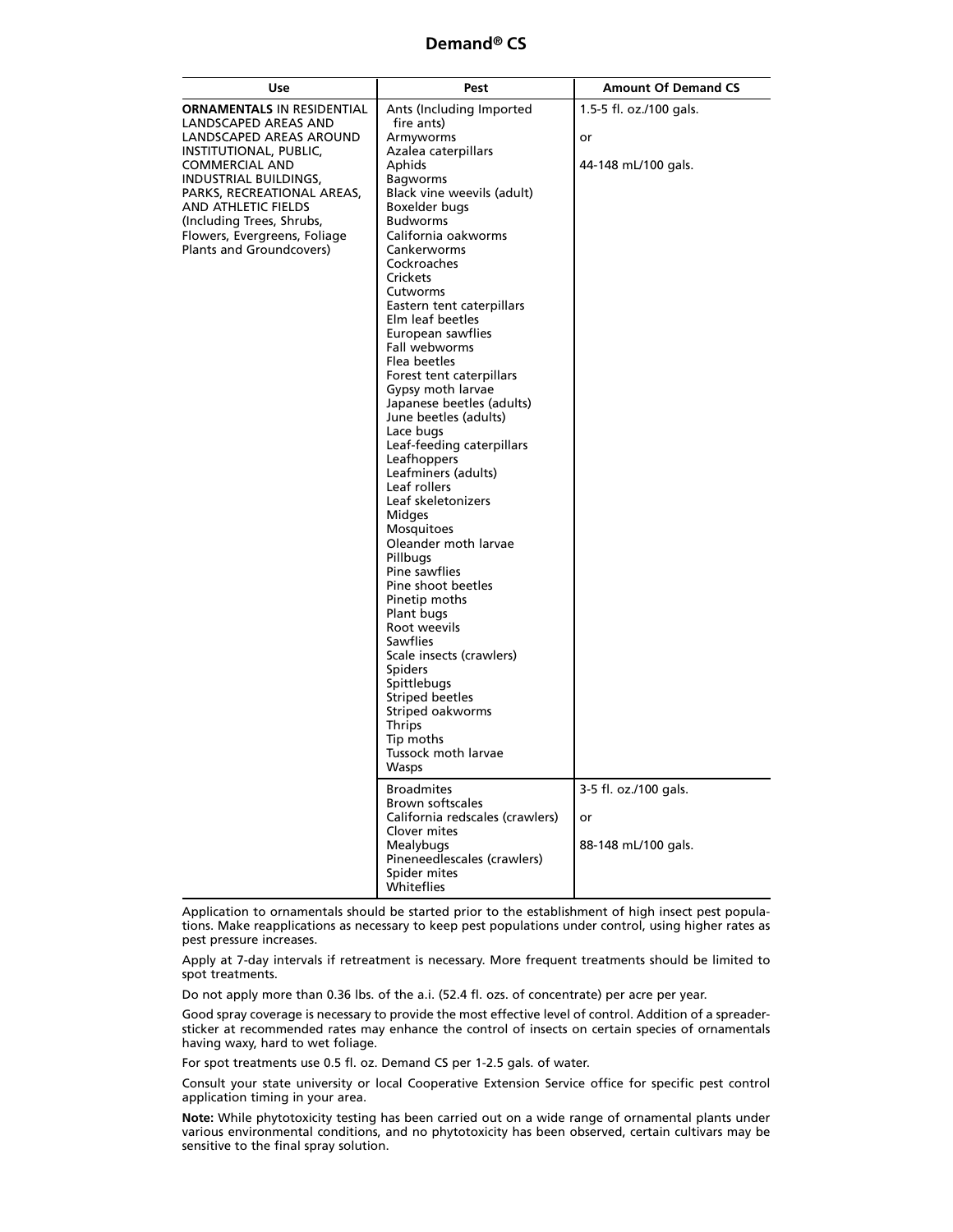## Demand® CS

| Use | Pest | Amount Of Demand CS |
|---|---|---|
| **ORNAMENTALS** IN RESIDENTIAL LANDSCAPED AREAS AND LANDSCAPED AREAS AROUND INSTITUTIONAL, PUBLIC, COMMERCIAL AND INDUSTRIAL BUILDINGS, PARKS, RECREATIONAL AREAS, AND ATHLETIC FIELDS (Including Trees, Shrubs, Flowers, Evergreens, Foliage Plants and Groundcovers) | Ants (Including Imported fire ants)<br>Armyworms<br>Azalea caterpillars<br>Aphids<br>Bagworms<br>Black vine weevils (adult)<br>Boxelder bugs<br>Budworms<br>California oakworms<br>Cankerworms<br>Cockroaches<br>Crickets<br>Cutworms<br>Eastern tent caterpillars<br>Elm leaf beetles<br>European sawflies<br>Fall webworms<br>Flea beetles<br>Forest tent caterpillars<br>Gypsy moth larvae<br>Japanese beetles (adults)<br>June beetles (adults)<br>Lace bugs<br>Leaf-feeding caterpillars<br>Leafhoppers<br>Leafminers (adults)<br>Leaf rollers<br>Leaf skeletonizers<br>Midges<br>Mosquitoes<br>Oleander moth larvae<br>Pillbugs<br>Pine sawflies<br>Pine shoot beetles<br>Pinetip moths<br>Plant bugs<br>Root weevils<br>Sawflies<br>Scale insects (crawlers)<br>Spiders<br>Spittlebugs<br>Striped beetles<br>Striped oakworms<br>Thrips<br>Tip moths<br>Tussock moth larvae<br>Wasps | 1.5-5 fl. oz./100 gals.<br><br>or<br><br>44-148 mL/100 gals. |
| | Broadmites<br>Brown softscales<br>California redscales (crawlers)<br>Clover mites<br>Mealybugs<br>Pineneedlescales (crawlers)<br>Spider mites<br>Whiteflies | 3-5 fl. oz./100 gals.<br><br>or<br><br>88-148 mL/100 gals. |

Application to ornamentals should be started prior to the establishment of high insect pest populations. Make reapplications as necessary to keep pest populations under control, using higher rates as pest pressure increases.

Apply at 7-day intervals if retreatment is necessary. More frequent treatments should be limited to spot treatments.

Do not apply more than 0.36 lbs. of the a.i. (52.4 fl. ozs. of concentrate) per acre per year.

Good spray coverage is necessary to provide the most effective level of control. Addition of a spreader-sticker at recommended rates may enhance the control of insects on certain species of ornamentals having waxy, hard to wet foliage.

For spot treatments use 0.5 fl. oz. Demand CS per 1-2.5 gals. of water.

Consult your state university or local Cooperative Extension Service office for specific pest control application timing in your area.

**Note:** While phytotoxicity testing has been carried out on a wide range of ornamental plants under various environmental conditions, and no phytotoxicity has been observed, certain cultivars may be sensitive to the final spray solution.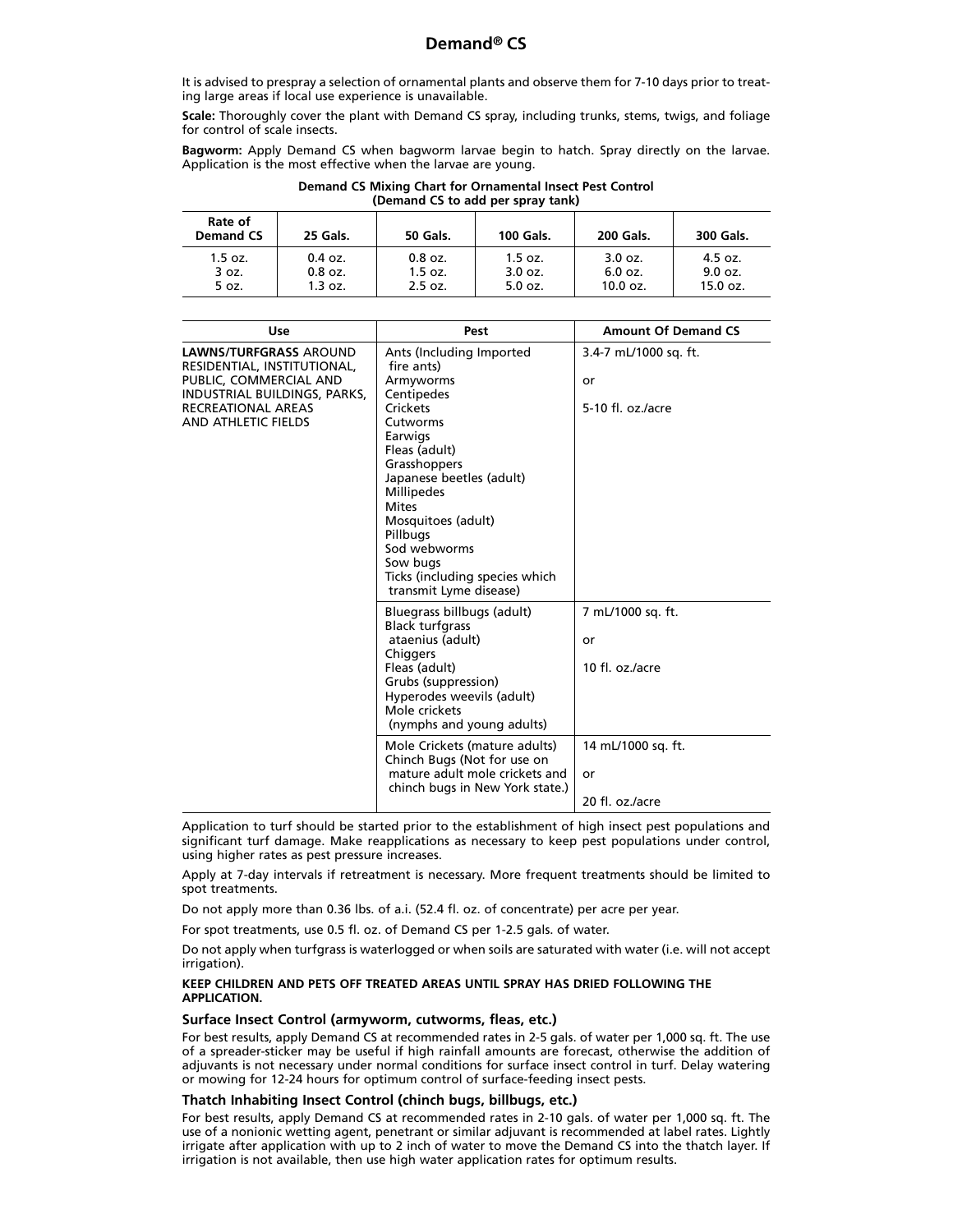# Demand® CS

It is advised to prespray a selection of ornamental plants and observe them for 7-10 days prior to treating large areas if local use experience is unavailable.

**Scale:** Thoroughly cover the plant with Demand CS spray, including trunks, stems, twigs, and foliage for control of scale insects.

**Bagworm:** Apply Demand CS when bagworm larvae begin to hatch. Spray directly on the larvae. Application is the most effective when the larvae are young.

**Demand CS Mixing Chart for Ornamental Insect Pest Control (Demand CS to add per spray tank)**

| Rate of Demand CS | 25 Gals. | 50 Gals. | 100 Gals. | 200 Gals. | 300 Gals. |
|---|---|---|---|---|---|
| 1.5 oz. | 0.4 oz. | 0.8 oz. | 1.5 oz. | 3.0 oz. | 4.5 oz. |
| 3 oz. | 0.8 oz. | 1.5 oz. | 3.0 oz. | 6.0 oz. | 9.0 oz. |
| 5 oz. | 1.3 oz. | 2.5 oz. | 5.0 oz. | 10.0 oz. | 15.0 oz. |

| Use | Pest | Amount Of Demand CS |
|---|---|---|
| **LAWNS/TURFGRASS** AROUND RESIDENTIAL, INSTITUTIONAL, PUBLIC, COMMERCIAL AND INDUSTRIAL BUILDINGS, PARKS, RECREATIONAL AREAS AND ATHLETIC FIELDS | Ants (Including Imported fire ants)<br>Armyworms<br>Centipedes<br>Crickets<br>Cutworms<br>Earwigs<br>Fleas (adult)<br>Grasshoppers<br>Japanese beetles (adult)<br>Millipedes<br>Mites<br>Mosquitoes (adult)<br>Pillbugs<br>Sod webworms<br>Sow bugs<br>Ticks (including species which transmit Lyme disease) | 3.4-7 mL/1000 sq. ft.<br>or<br>5-10 fl. oz./acre |
| | Bluegrass billbugs (adult)<br>Black turfgrass ataenius (adult)<br>Chiggers<br>Fleas (adult)<br>Grubs (suppression)<br>Hyperodes weevils (adult)<br>Mole crickets (nymphs and young adults) | 7 mL/1000 sq. ft.<br>or<br>10 fl. oz./acre |
| | Mole Crickets (mature adults)<br>Chinch Bugs (Not for use on mature adult mole crickets and chinch bugs in New York state.) | 14 mL/1000 sq. ft.<br>or<br>20 fl. oz./acre |

Application to turf should be started prior to the establishment of high insect pest populations and significant turf damage. Make reapplications as necessary to keep pest populations under control, using higher rates as pest pressure increases.

Apply at 7-day intervals if retreatment is necessary. More frequent treatments should be limited to spot treatments.

Do not apply more than 0.36 lbs. of a.i. (52.4 fl. oz. of concentrate) per acre per year.

For spot treatments, use 0.5 fl. oz. of Demand CS per 1-2.5 gals. of water.

Do not apply when turfgrass is waterlogged or when soils are saturated with water (i.e. will not accept irrigation).

**KEEP CHILDREN AND PETS OFF TREATED AREAS UNTIL SPRAY HAS DRIED FOLLOWING THE APPLICATION.**

### Surface Insect Control (armyworm, cutworms, fleas, etc.)

For best results, apply Demand CS at recommended rates in 2-5 gals. of water per 1,000 sq. ft. The use of a spreader-sticker may be useful if high rainfall amounts are forecast, otherwise the addition of adjuvants is not necessary under normal conditions for surface insect control in turf. Delay watering or mowing for 12-24 hours for optimum control of surface-feeding insect pests.

### Thatch Inhabiting Insect Control (chinch bugs, billbugs, etc.)

For best results, apply Demand CS at recommended rates in 2-10 gals. of water per 1,000 sq. ft. The use of a nonionic wetting agent, penetrant or similar adjuvant is recommended at label rates. Lightly irrigate after application with up to 2 inch of water to move the Demand CS into the thatch layer. If irrigation is not available, then use high water application rates for optimum results.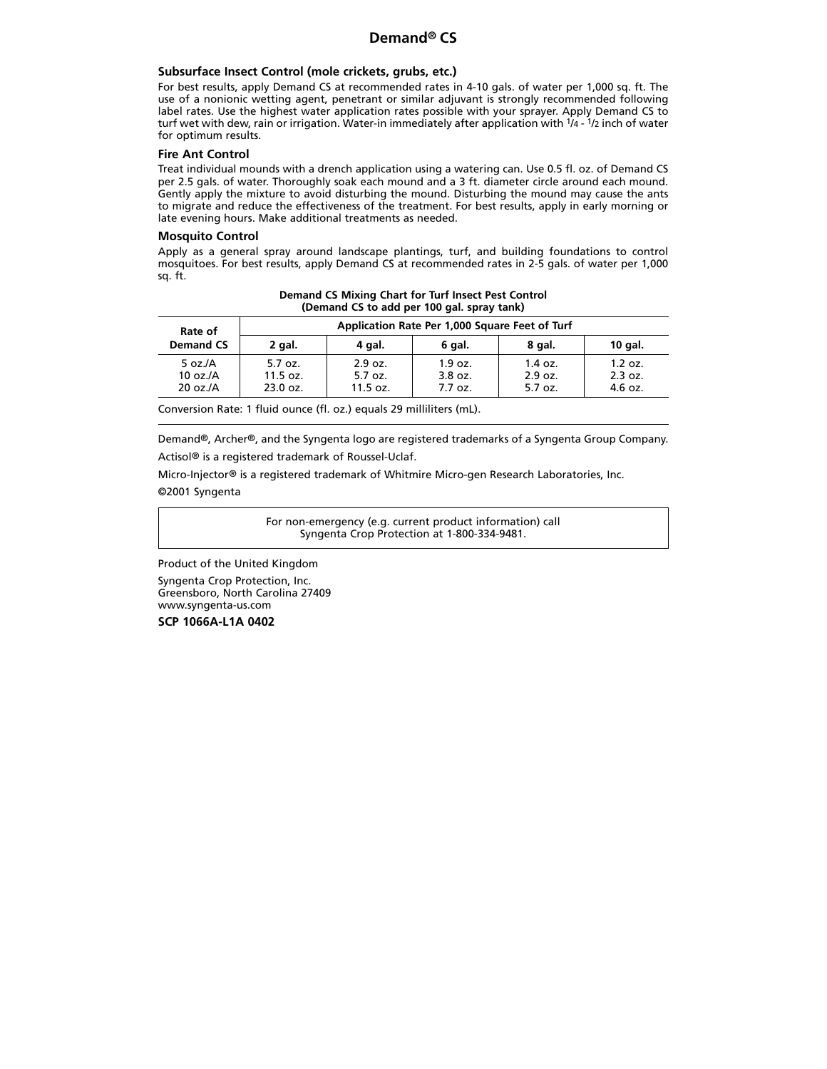## Demand® CS

### Subsurface Insect Control (mole crickets, grubs, etc.)

For best results, apply Demand CS at recommended rates in 4-10 gals. of water per 1,000 sq. ft. The use of a nonionic wetting agent, penetrant or similar adjuvant is strongly recommended following label rates. Use the highest water application rates possible with your sprayer. Apply Demand CS to turf wet with dew, rain or irrigation. Water-in immediately after application with 1/4 - 1/2 inch of water for optimum results.

### Fire Ant Control

Treat individual mounds with a drench application using a watering can. Use 0.5 fl. oz. of Demand CS per 2.5 gals. of water. Thoroughly soak each mound and a 3 ft. diameter circle around each mound. Gently apply the mixture to avoid disturbing the mound. Disturbing the mound may cause the ants to migrate and reduce the effectiveness of the treatment. For best results, apply in early morning or late evening hours. Make additional treatments as needed.

### Mosquito Control

Apply as a general spray around landscape plantings, turf, and building foundations to control mosquitoes. For best results, apply Demand CS at recommended rates in 2-5 gals. of water per 1,000 sq. ft.

**Demand CS Mixing Chart for Turf Insect Pest Control**
**(Demand CS to add per 100 gal. spray tank)**

| Rate of Demand CS | Application Rate Per 1,000 Square Feet of Turf | | | | |
|---|---|---|---|---|---|
| | 2 gal. | 4 gal. | 6 gal. | 8 gal. | 10 gal. |
| 5 oz./A | 5.7 oz. | 2.9 oz. | 1.9 oz. | 1.4 oz. | 1.2 oz. |
| 10 oz./A | 11.5 oz. | 5.7 oz. | 3.8 oz. | 2.9 oz. | 2.3 oz. |
| 20 oz./A | 23.0 oz. | 11.5 oz. | 7.7 oz. | 5.7 oz. | 4.6 oz. |

Conversion Rate: 1 fluid ounce (fl. oz.) equals 29 milliliters (mL).

Demand®, Archer®, and the Syngenta logo are registered trademarks of a Syngenta Group Company.

Actisol® is a registered trademark of Roussel-Uclaf.

Micro-Injector® is a registered trademark of Whitmire Micro-gen Research Laboratories, Inc.

©2001 Syngenta

For non-emergency (e.g. current product information) call
Syngenta Crop Protection at 1-800-334-9481.

Product of the United Kingdom

Syngenta Crop Protection, Inc.
Greensboro, North Carolina 27409
www.syngenta-us.com

**SCP 1066A-L1A 0402**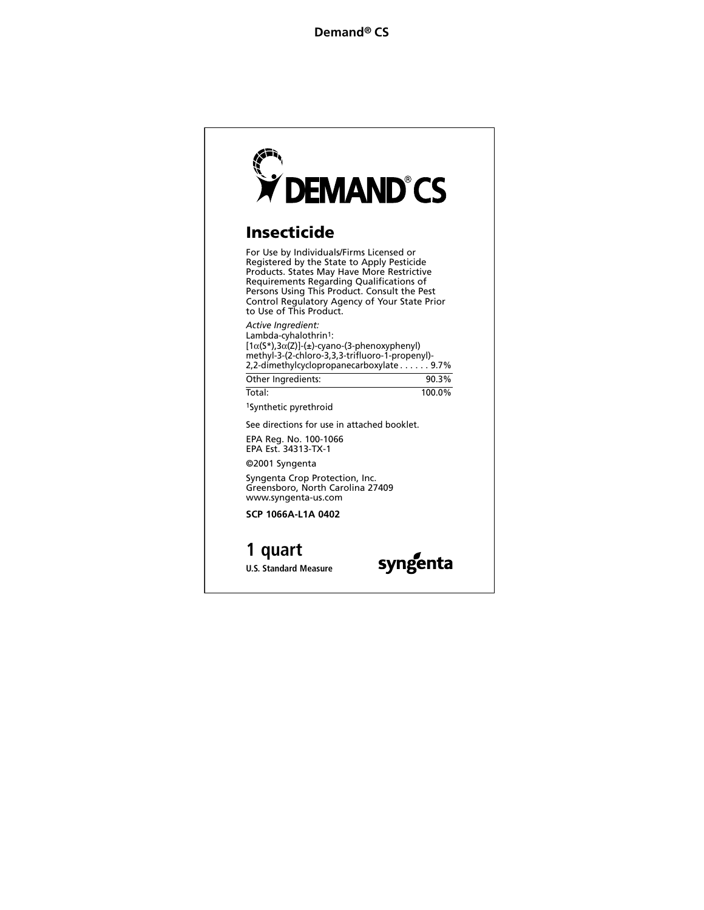# DEMAND® CS

## Insecticide

For Use by Individuals/Firms Licensed or Registered by the State to Apply Pesticide Products. States May Have More Restrictive Requirements Regarding Qualifications of Persons Using This Product. Consult the Pest Control Regulatory Agency of Your State Prior to Use of This Product.

| *Active Ingredient:* Lambda-cyhalothrin[1]: [1α(S*),3α(Z)]-(±)-cyano-(3-phenoxyphenyl) methyl-3-(2-chloro-3,3,3-trifluoro-1-propenyl)-2,2-dimethylcyclopropanecarboxylate | 9.7% |
|---|---|
| Other Ingredients: | 90.3% |
| Total: | 100.0% |

[1]Synthetic pyrethroid

See directions for use in attached booklet.

EPA Reg. No. 100-1066
EPA Est. 34313-TX-1

©2001 Syngenta

Syngenta Crop Protection, Inc.
Greensboro, North Carolina 27409
www.syngenta-us.com

**SCP 1066A-L1A 0402**

## 1 quart

**U.S. Standard Measure**

syngenta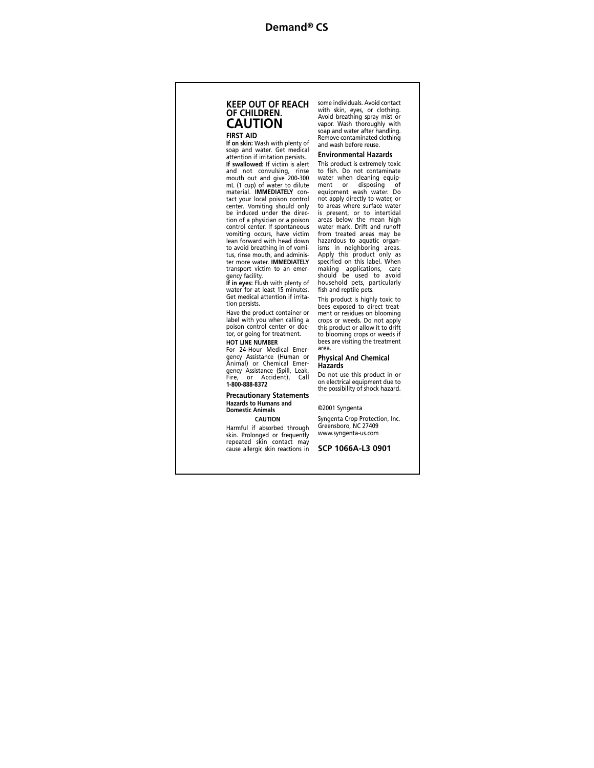# KEEP OUT OF REACH OF CHILDREN.

# CAUTION

## FIRST AID

**If on skin:** Wash with plenty of soap and water. Get medical attention if irritation persists.

**If swallowed:** If victim is alert and not convulsing, rinse mouth out and give 200-300 mL (1 cup) of water to dilute material. **IMMEDIATELY** contact your local poison control center. Vomiting should only be induced under the direction of a physician or a poison control center. If spontaneous vomiting occurs, have victim lean forward with head down to avoid breathing in of vomitus, rinse mouth, and administer more water. **IMMEDIATELY** transport victim to an emergency facility.

**If in eyes:** Flush with plenty of water for at least 15 minutes. Get medical attention if irritation persists.

Have the product container or label with you when calling a poison control center or doctor, or going for treatment.

**HOT LINE NUMBER**

For 24-Hour Medical Emergency Assistance (Human or Animal) or Chemical Emergency Assistance (Spill, Leak, Fire, or Accident), Call **1-800-888-8372**

## Precautionary Statements

**Hazards to Humans and Domestic Animals**

**CAUTION**

Harmful if absorbed through skin. Prolonged or frequently repeated skin contact may cause allergic skin reactions in some individuals. Avoid contact with skin, eyes, or clothing. Avoid breathing spray mist or vapor. Wash thoroughly with soap and water after handling. Remove contaminated clothing and wash before reuse.

### Environmental Hazards

This product is extremely toxic to fish. Do not contaminate water when cleaning equipment or disposing of equipment wash water. Do not apply directly to water, or to areas where surface water is present, or to intertidal areas below the mean high water mark. Drift and runoff from treated areas may be hazardous to aquatic organisms in neighboring areas. Apply this product only as specified on this label. When making applications, care should be used to avoid household pets, particularly fish and reptile pets.

This product is highly toxic to bees exposed to direct treatment or residues on blooming crops or weeds. Do not apply this product or allow it to drift to blooming crops or weeds if bees are visiting the treatment area.

### Physical And Chemical Hazards

Do not use this product in or on electrical equipment due to the possibility of shock hazard.

---

©2001 Syngenta

Syngenta Crop Protection, Inc.
Greensboro, NC 27409
www.syngenta-us.com

**SCP 1066A-L3 0901**